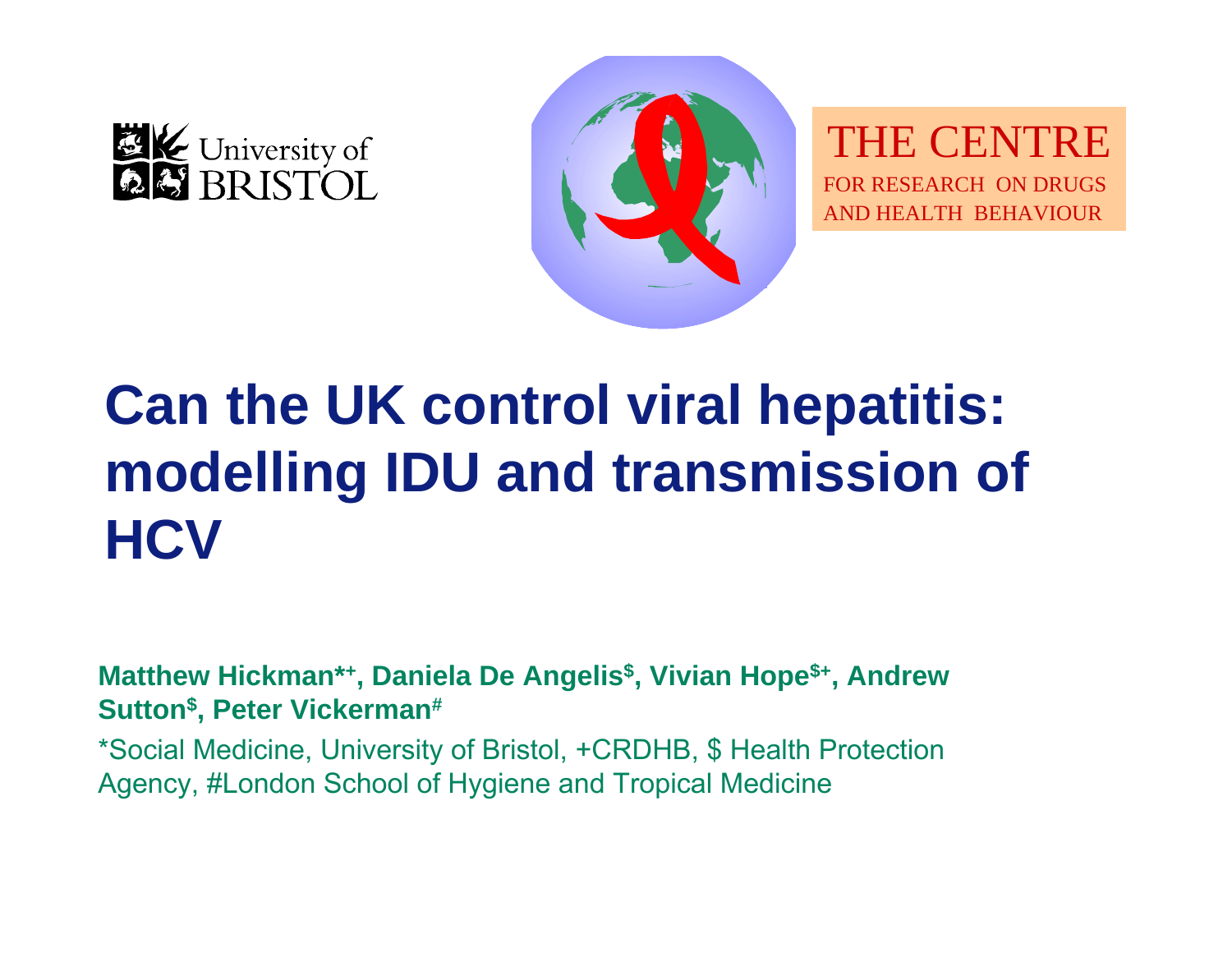University of BRISTOL

THE CENTRE
FOR RESEARCH ON DRUGS AND HEALTH BEHAVIOUR

# Can the UK control viral hepatitis: modelling IDU and transmission of HCV

**Matthew Hickman*+, Daniela De Angelis$, Vivian Hope$+, Andrew Sutton$, Peter Vickerman#**

*Social Medicine, University of Bristol, +CRDHB, $ Health Protection Agency, #London School of Hygiene and Tropical Medicine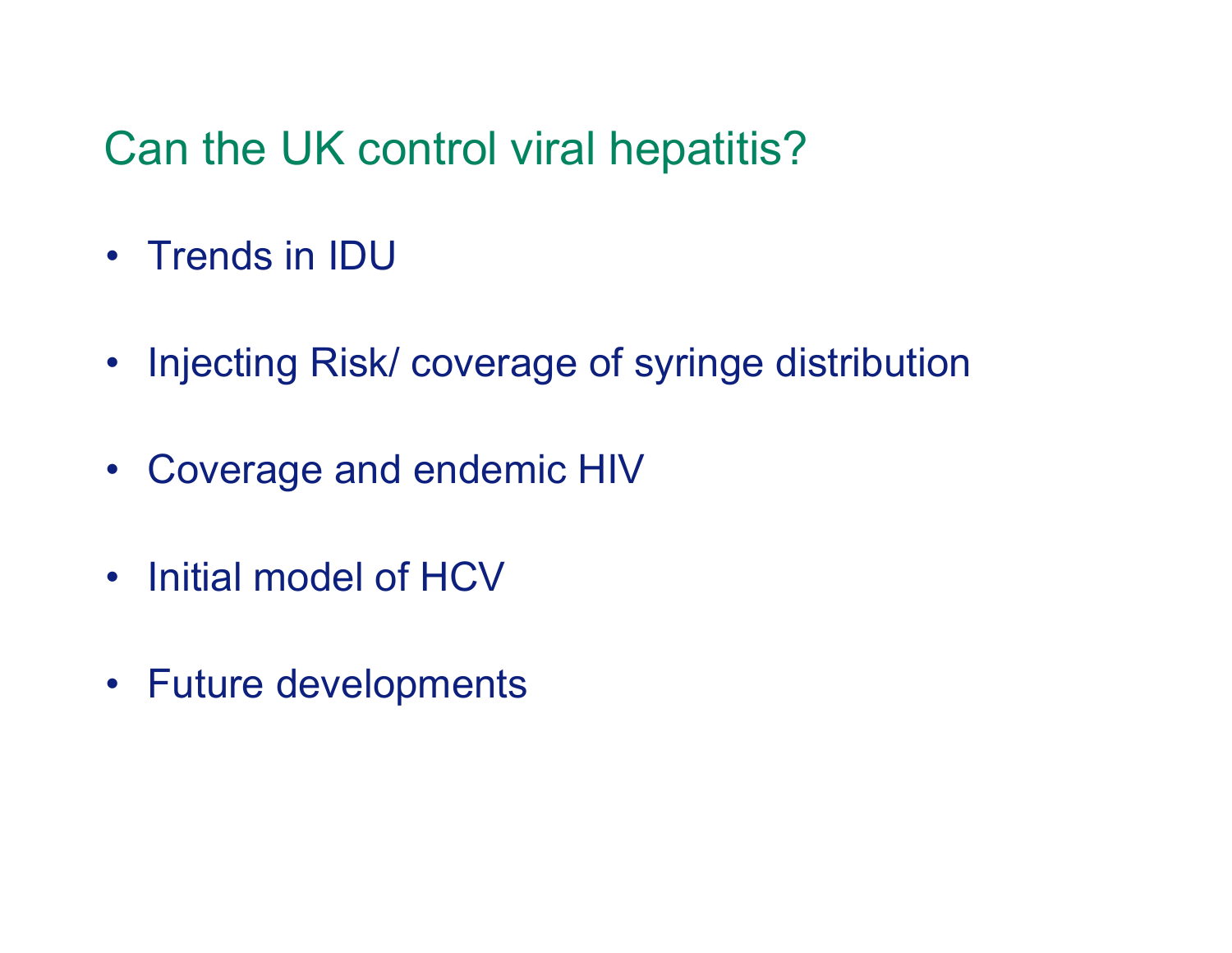# Can the UK control viral hepatitis?

- Trends in IDU
- Injecting Risk/ coverage of syringe distribution
- Coverage and endemic HIV
- Initial model of HCV
- Future developments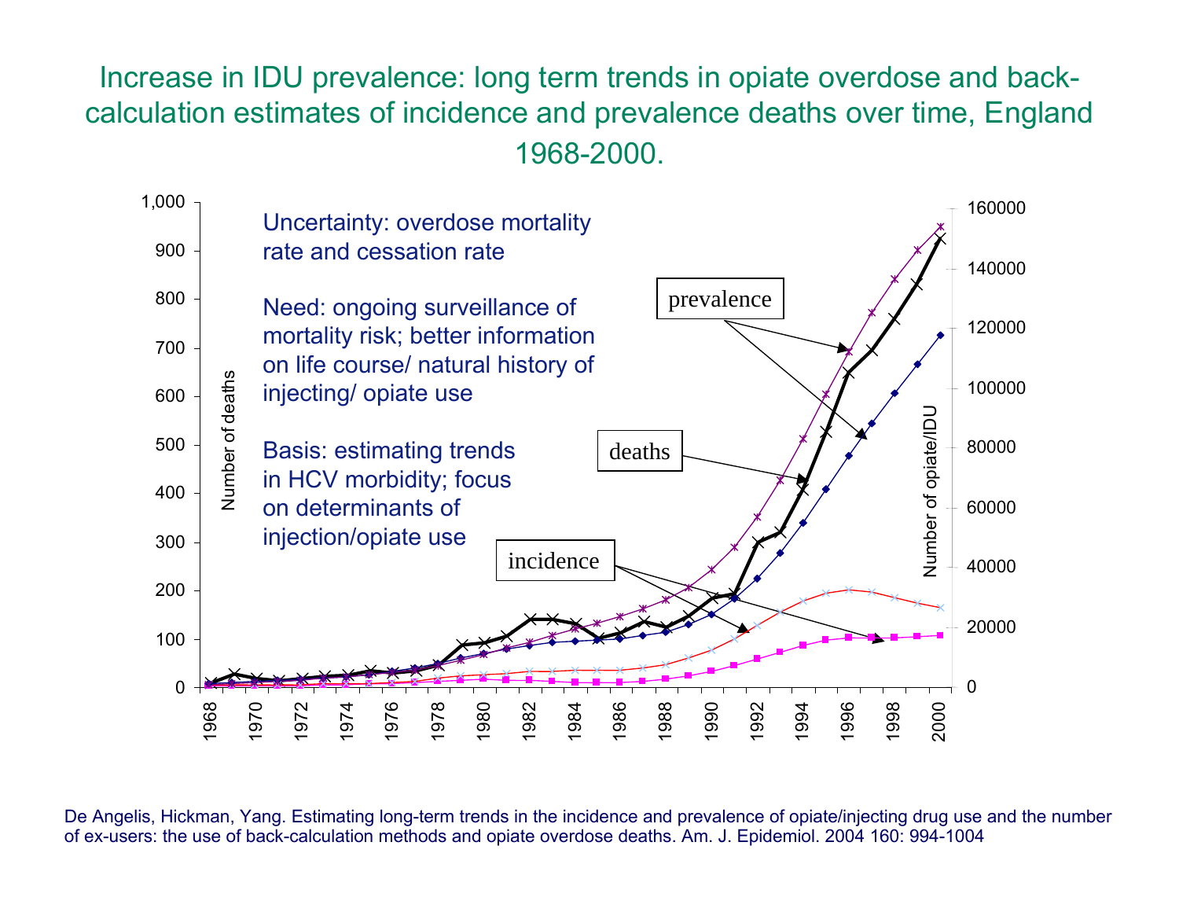# Increase in IDU prevalence: long term trends in opiate overdose and back-calculation estimates of incidence and prevalence deaths over time, England 1968-2000.

Uncertainty: overdose mortality rate and cessation rate

Need: ongoing surveillance of mortality risk; better information on life course/ natural history of injecting/ opiate use

Basis: estimating trends in HCV morbidity; focus on determinants of injection/opiate use

De Angelis, Hickman, Yang. Estimating long-term trends in the incidence and prevalence of opiate/injecting drug use and the number of ex-users: the use of back-calculation methods and opiate overdose deaths. Am. J. Epidemiol. 2004 160: 994-1004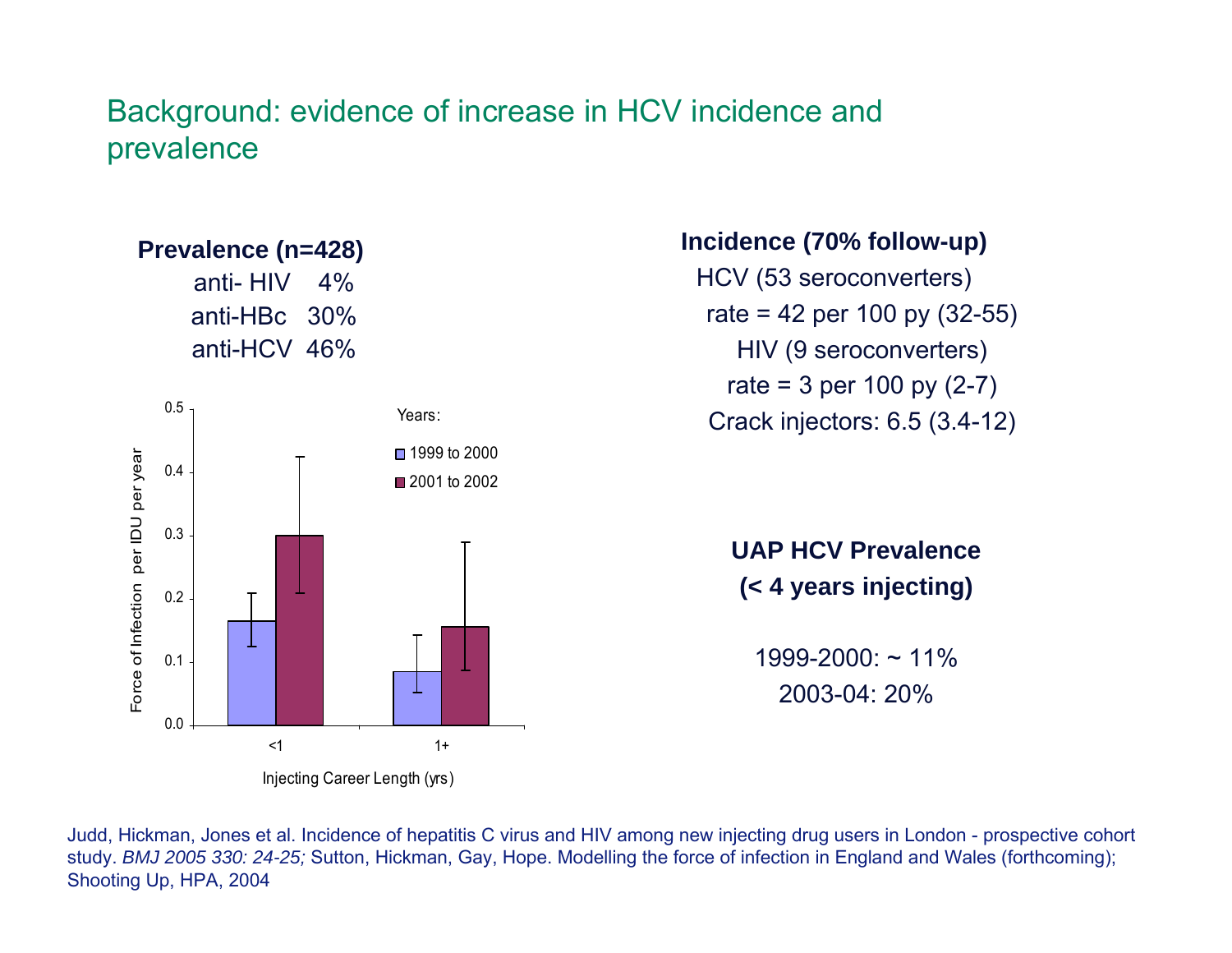# Background: evidence of increase in HCV incidence and prevalence

**Prevalence (n=428)**

| | |
|---|---|
| anti- HIV | 4% |
| anti-HBc | 30% |
| anti-HCV | 46% |

Force of Infection per IDU per year

Years:
- 1999 to 2000
- 2001 to 2002

Injecting Career Length (yrs): <1, 1+

**Incidence (70% follow-up)**

HCV (53 seroconverters)

rate = 42 per 100 py (32-55)

HIV (9 seroconverters)

rate = 3 per 100 py (2-7)

Crack injectors: 6.5 (3.4-12)

**UAP HCV Prevalence (< 4 years injecting)**

1999-2000: ~ 11%

2003-04: 20%

Judd, Hickman, Jones et al. Incidence of hepatitis C virus and HIV among new injecting drug users in London - prospective cohort study. *BMJ 2005 330: 24-25;* Sutton, Hickman, Gay, Hope. Modelling the force of infection in England and Wales (forthcoming); Shooting Up, HPA, 2004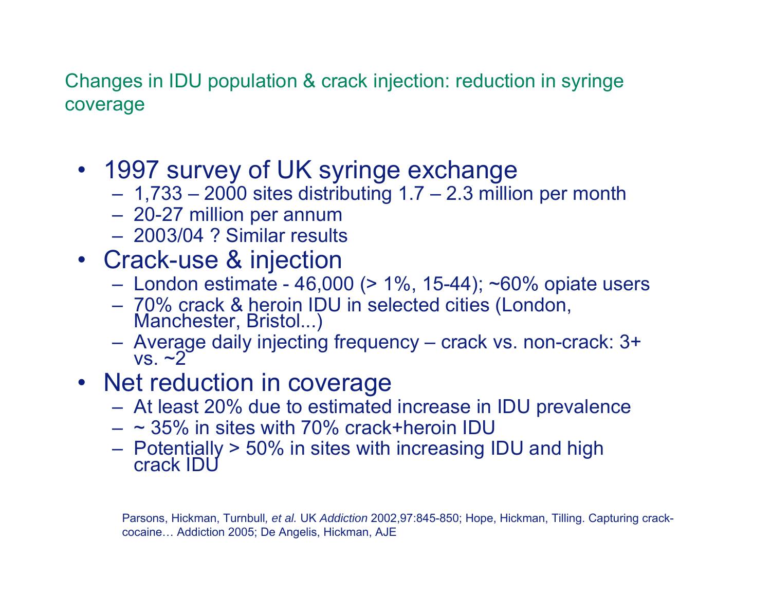## Changes in IDU population & crack injection: reduction in syringe coverage

- 1997 survey of UK syringe exchange
  - 1,733 – 2000 sites distributing 1.7 – 2.3 million per month
  - 20-27 million per annum
  - 2003/04 ? Similar results
- Crack-use & injection
  - London estimate - 46,000 (> 1%, 15-44); ~60% opiate users
  - 70% crack & heroin IDU in selected cities (London, Manchester, Bristol...)
  - Average daily injecting frequency – crack vs. non-crack: 3+ vs. ~2
- Net reduction in coverage
  - At least 20% due to estimated increase in IDU prevalence
  - ~ 35% in sites with 70% crack+heroin IDU
  - Potentially > 50% in sites with increasing IDU and high crack IDU

Parsons, Hickman, Turnbull, *et al.* UK *Addiction* 2002,97:845-850; Hope, Hickman, Tilling. Capturing crack-cocaine… Addiction 2005; De Angelis, Hickman, AJE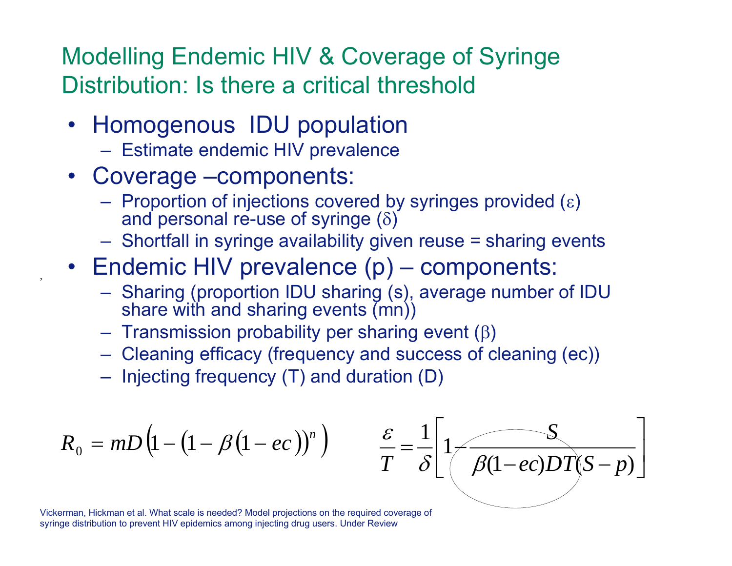# Modelling Endemic HIV & Coverage of Syringe Distribution: Is there a critical threshold

- Homogenous IDU population
  - Estimate endemic HIV prevalence
- Coverage –components:
  - Proportion of injections covered by syringes provided ($\varepsilon$) and personal re-use of syringe ($\delta$)
  - Shortfall in syringe availability given reuse = sharing events
- Endemic HIV prevalence (p) – components:
  - Sharing (proportion IDU sharing (s), average number of IDU share with and sharing events (mn))
  - Transmission probability per sharing event ($\beta$)
  - Cleaning efficacy (frequency and success of cleaning (ec))
  - Injecting frequency (T) and duration (D)

$$R_0 = mD\left(1 - \left(1 - \beta\left(1 - ec\right)\right)^n\right)$$

$$\frac{\varepsilon}{T} = \frac{1}{\delta}\left[1 - \frac{S}{\beta(1-ec)DT(S-p)}\right]$$

Vickerman, Hickman et al. What scale is needed? Model projections on the required coverage of syringe distribution to prevent HIV epidemics among injecting drug users. Under Review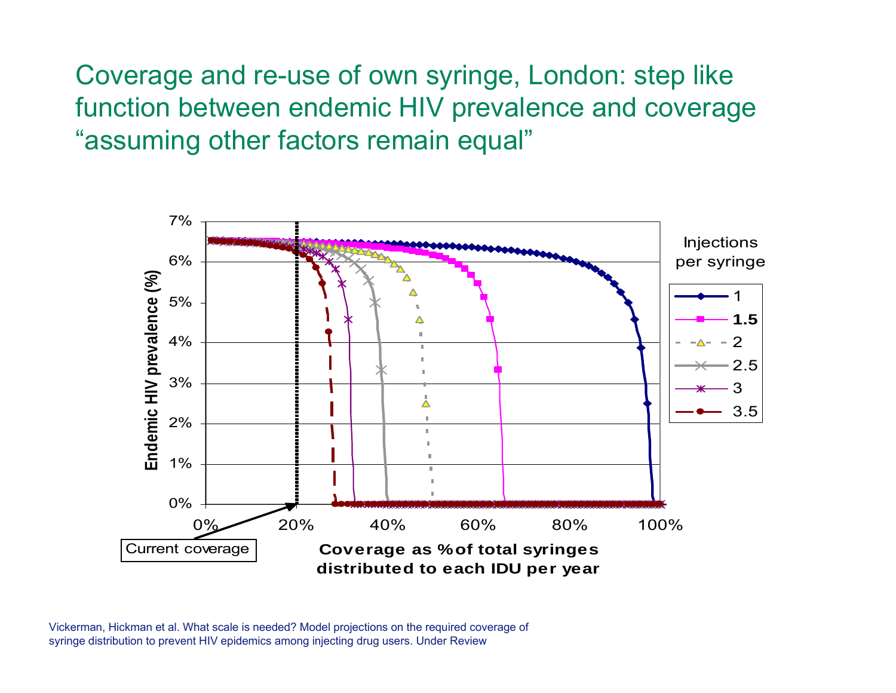# Coverage and re-use of own syringe, London: step like function between endemic HIV prevalence and coverage "assuming other factors remain equal"

Endemic HIV prevalence (%)

7%
6%
5%
4%
3%
2%
1%
0%

0% 20% 40% 60% 80% 100%

Coverage as % of total syringes distributed to each IDU per year

Current coverage

Injections per syringe

- 1
- **1.5**
- 2
- 2.5
- 3
- 3.5

Vickerman, Hickman et al. What scale is needed? Model projections on the required coverage of syringe distribution to prevent HIV epidemics among injecting drug users. Under Review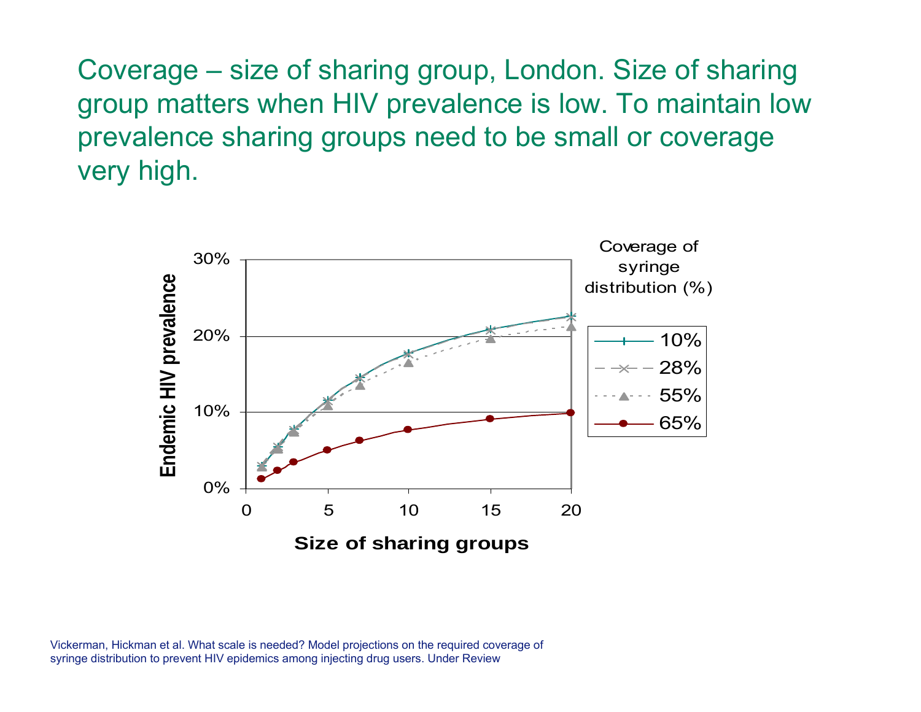## Coverage – size of sharing group, London. Size of sharing group matters when HIV prevalence is low. To maintain low prevalence sharing groups need to be small or coverage very high.

Vickerman, Hickman et al. What scale is needed? Model projections on the required coverage of syringe distribution to prevent HIV epidemics among injecting drug users. Under Review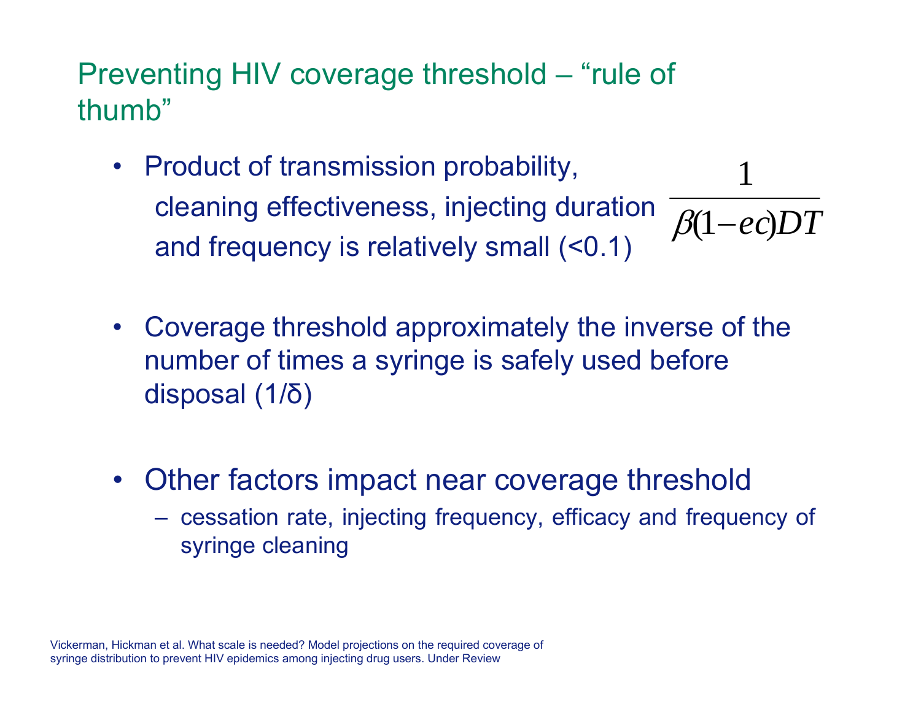# Preventing HIV coverage threshold – "rule of thumb"

- Product of transmission probability, cleaning effectiveness, injecting duration and frequency is relatively small (<0.1)

$$\frac{1}{\beta(1-ec)DT}$$

- Coverage threshold approximately the inverse of the number of times a syringe is safely used before disposal (1/δ)

- Other factors impact near coverage threshold
  - cessation rate, injecting frequency, efficacy and frequency of syringe cleaning

Vickerman, Hickman et al. What scale is needed? Model projections on the required coverage of syringe distribution to prevent HIV epidemics among injecting drug users. Under Review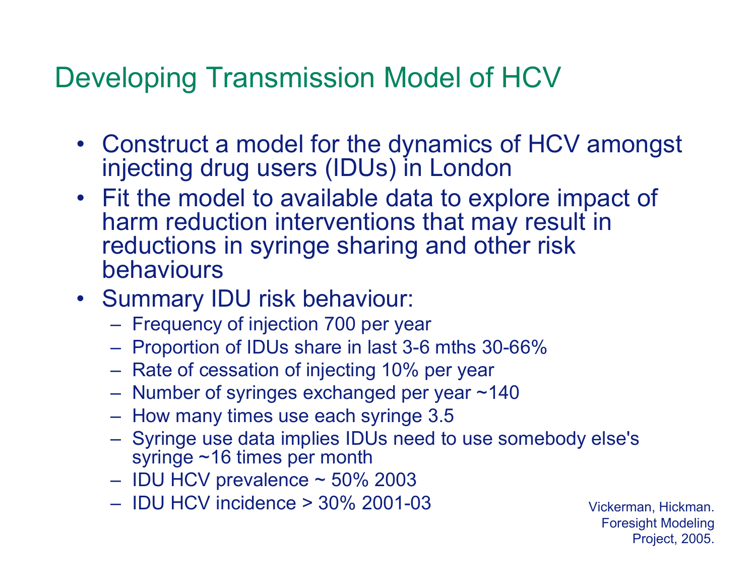# Developing Transmission Model of HCV

- Construct a model for the dynamics of HCV amongst injecting drug users (IDUs) in London
- Fit the model to available data to explore impact of harm reduction interventions that may result in reductions in syringe sharing and other risk behaviours
- Summary IDU risk behaviour:
  - Frequency of injection 700 per year
  - Proportion of IDUs share in last 3-6 mths 30-66%
  - Rate of cessation of injecting 10% per year
  - Number of syringes exchanged per year ~140
  - How many times use each syringe 3.5
  - Syringe use data implies IDUs need to use somebody else's syringe ~16 times per month
  - IDU HCV prevalence ~ 50% 2003
  - IDU HCV incidence > 30% 2001-03

Vickerman, Hickman. Foresight Modeling Project, 2005.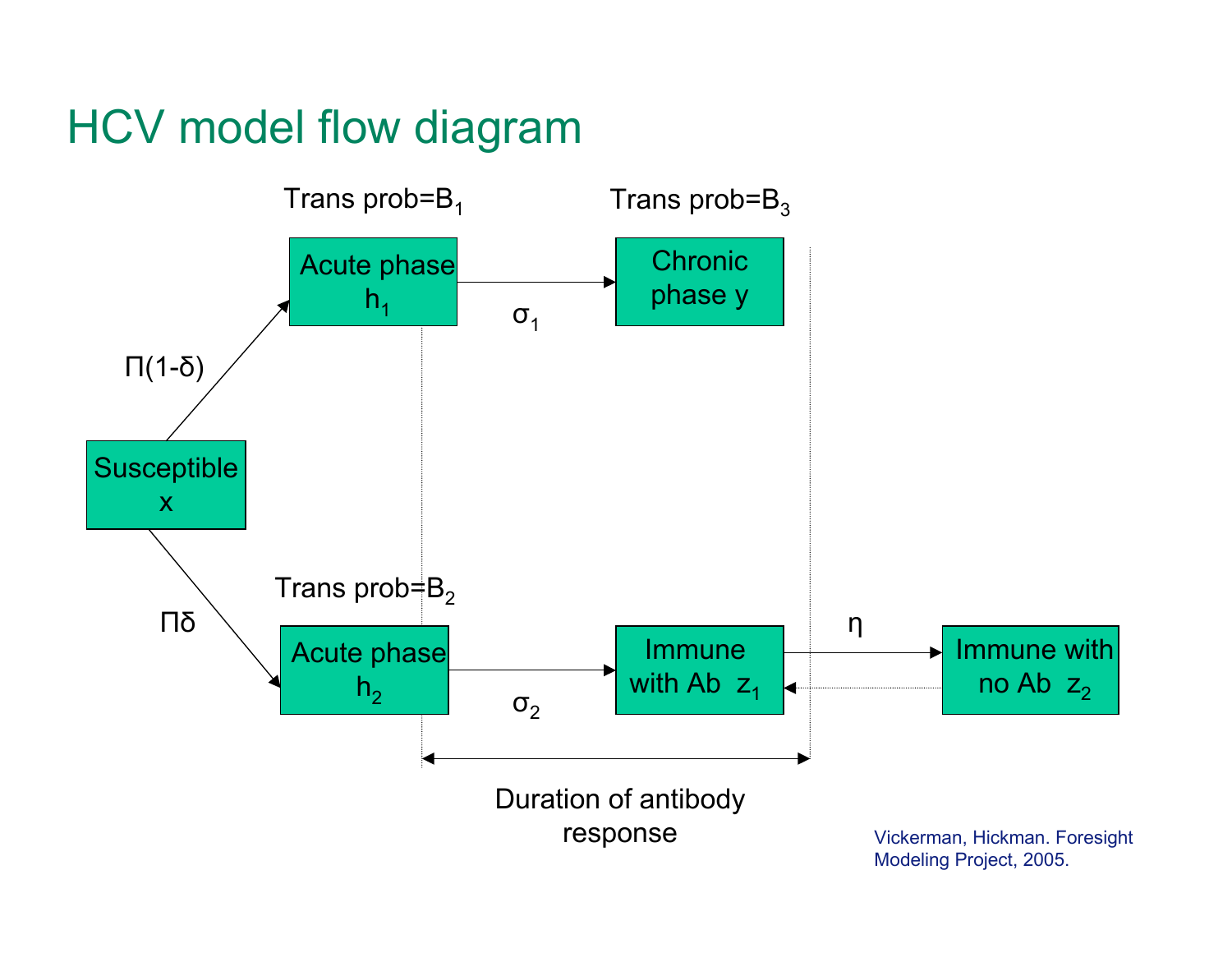# HCV model flow diagram

Trans prob=$B_1$

Trans prob=$B_3$

Acute phase $h_1$

Chronic phase $y$

$\sigma_1$

$\Pi(1-\delta)$

Susceptible $x$

$\Pi\delta$

Trans prob=$B_2$

Acute phase $h_2$

$\sigma_2$

Immune with Ab $z_1$

$\eta$

Immune with no Ab $z_2$

Duration of antibody response

Vickerman, Hickman. Foresight Modeling Project, 2005.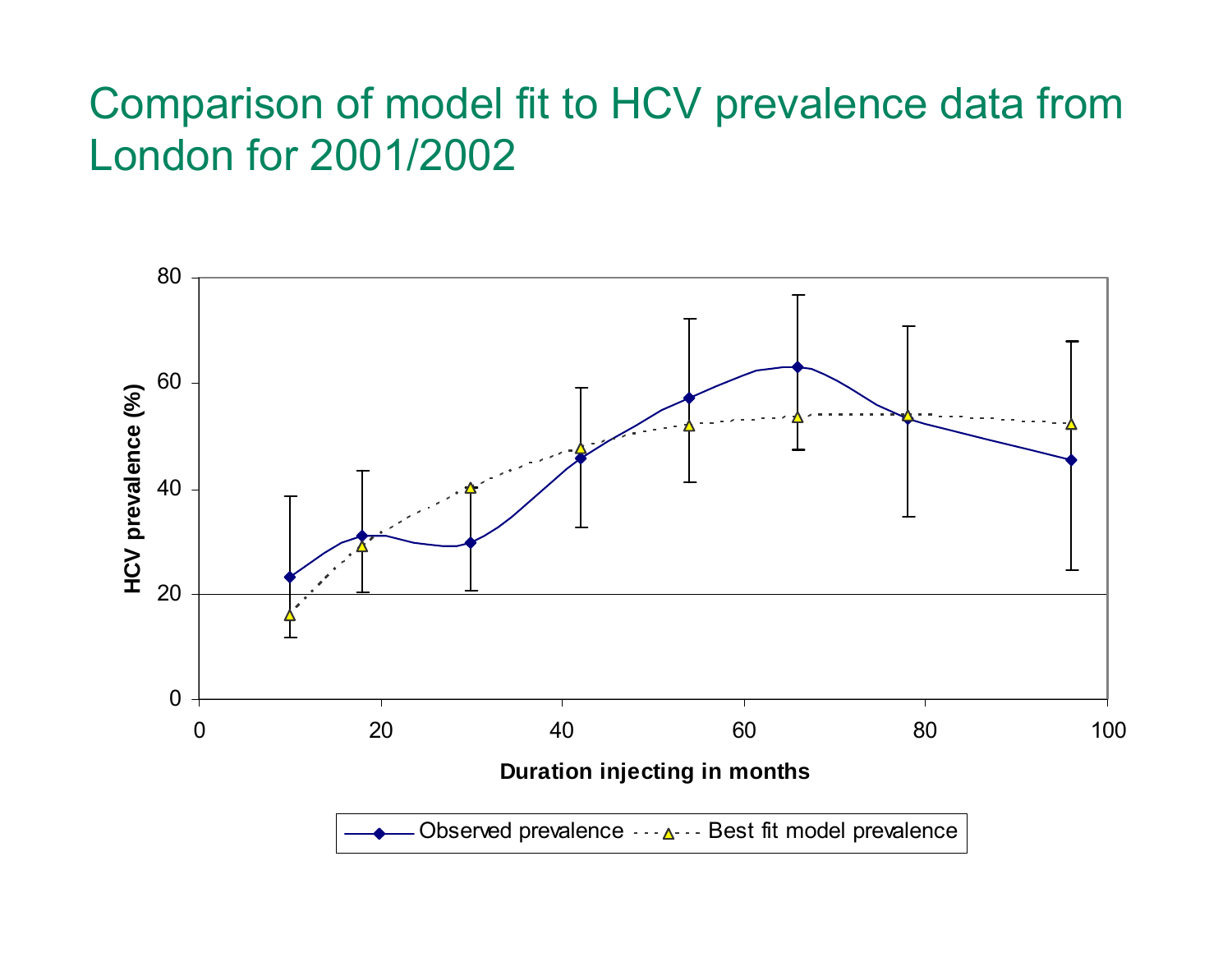# Comparison of model fit to HCV prevalence data from London for 2001/2002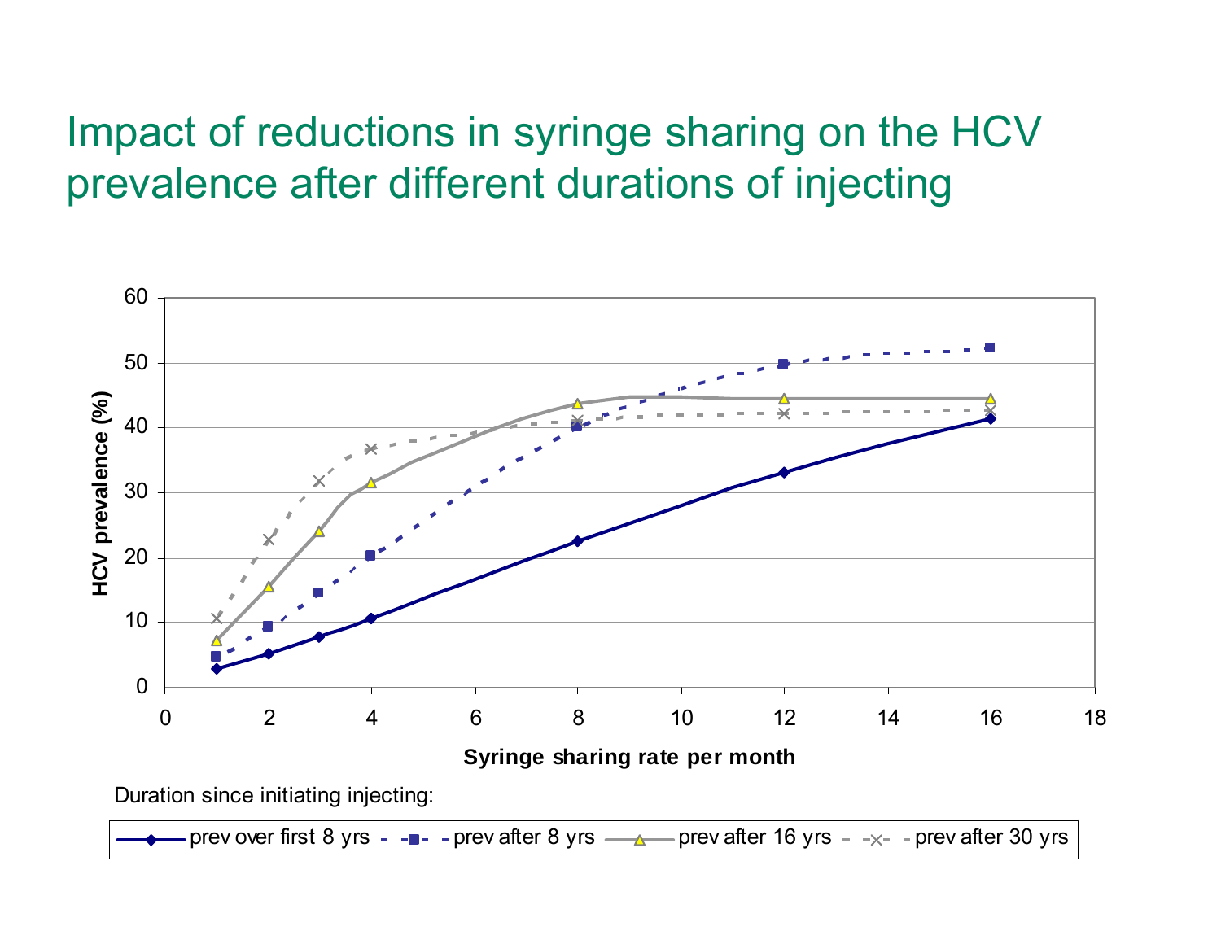# Impact of reductions in syringe sharing on the HCV prevalence after different durations of injecting

HCV prevalence (%)

60
50
40
30
20
10
0

0 2 4 6 8 10 12 14 16 18

Syringe sharing rate per month

Duration since initiating injecting:

prev over first 8 yrs | prev after 8 yrs | prev after 16 yrs | prev after 30 yrs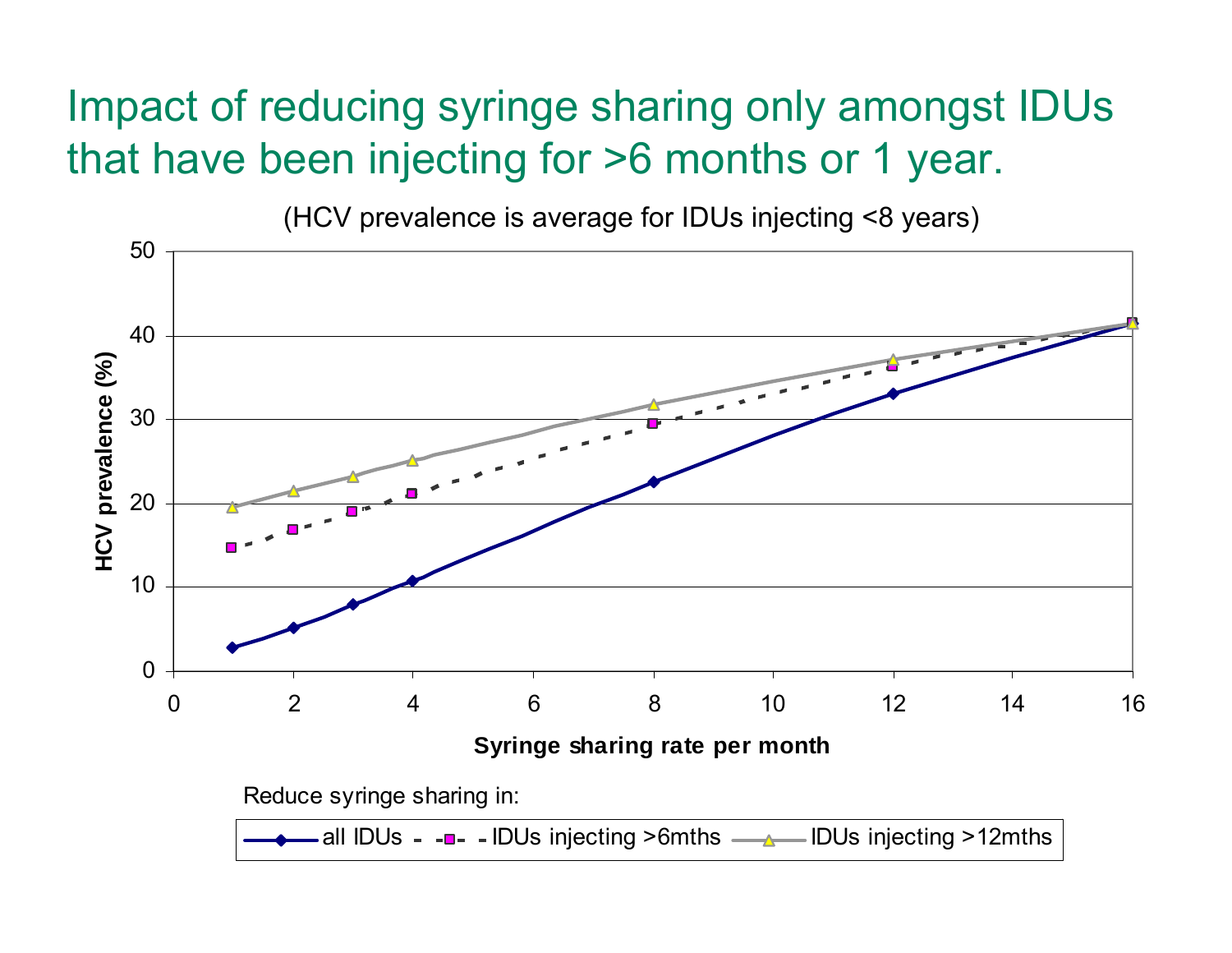# Impact of reducing syringe sharing only amongst IDUs that have been injecting for >6 months or 1 year.

(HCV prevalence is average for IDUs injecting <8 years)

| Syringe sharing rate per month | all IDUs | IDUs injecting >6mths | IDUs injecting >12mths |
|---|---|---|---|
| 1 | 2.8 | 14.7 | 19.5 |
| 2 | 5.1 | 16.8 | 21.4 |
| 3 | 7.9 | 19.0 | 23.1 |
| 4 | 10.7 | 21.1 | 25.0 |
| 8 | 22.5 | 29.5 | 31.7 |
| 12 | 33.0 | 36.4 | 37.1 |
| 16 | 41.4 | 41.5 | 41.4 |

Y-axis: HCV prevalence (%)

X-axis: Syringe sharing rate per month

Reduce syringe sharing in: all IDUs; IDUs injecting >6mths; IDUs injecting >12mths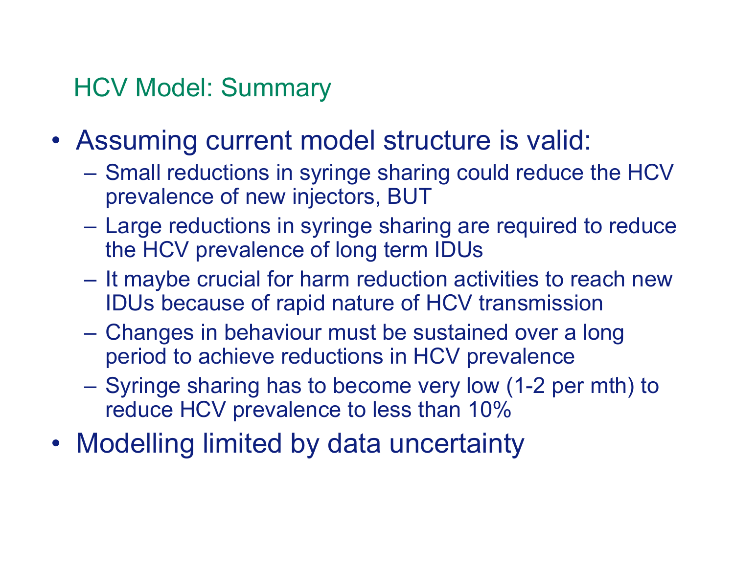# HCV Model: Summary

- Assuming current model structure is valid:
  - Small reductions in syringe sharing could reduce the HCV prevalence of new injectors, BUT
  - Large reductions in syringe sharing are required to reduce the HCV prevalence of long term IDUs
  - It maybe crucial for harm reduction activities to reach new IDUs because of rapid nature of HCV transmission
  - Changes in behaviour must be sustained over a long period to achieve reductions in HCV prevalence
  - Syringe sharing has to become very low (1-2 per mth) to reduce HCV prevalence to less than 10%
- Modelling limited by data uncertainty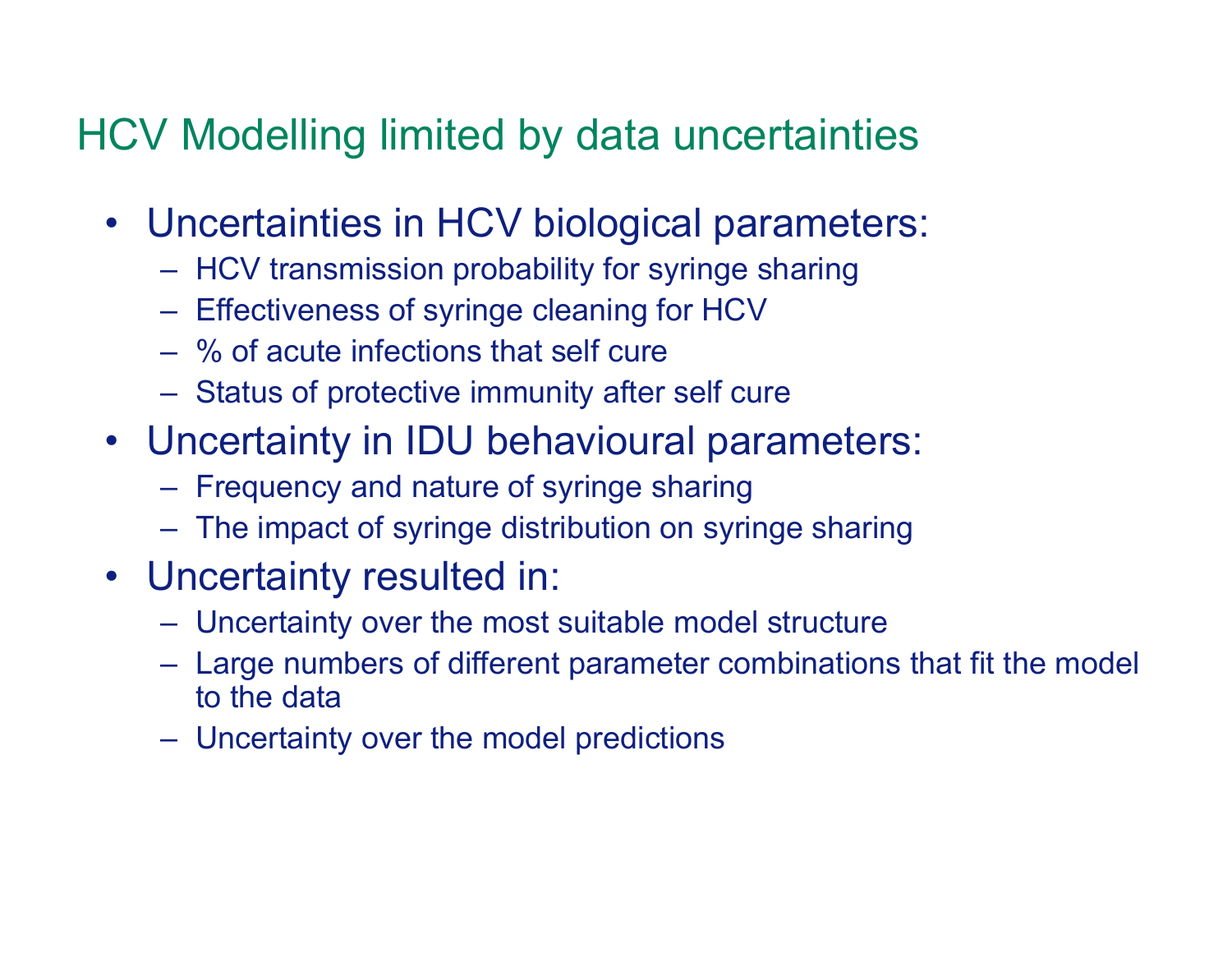# HCV Modelling limited by data uncertainties

- Uncertainties in HCV biological parameters:
  - HCV transmission probability for syringe sharing
  - Effectiveness of syringe cleaning for HCV
  - % of acute infections that self cure
  - Status of protective immunity after self cure
- Uncertainty in IDU behavioural parameters:
  - Frequency and nature of syringe sharing
  - The impact of syringe distribution on syringe sharing
- Uncertainty resulted in:
  - Uncertainty over the most suitable model structure
  - Large numbers of different parameter combinations that fit the model to the data
  - Uncertainty over the model predictions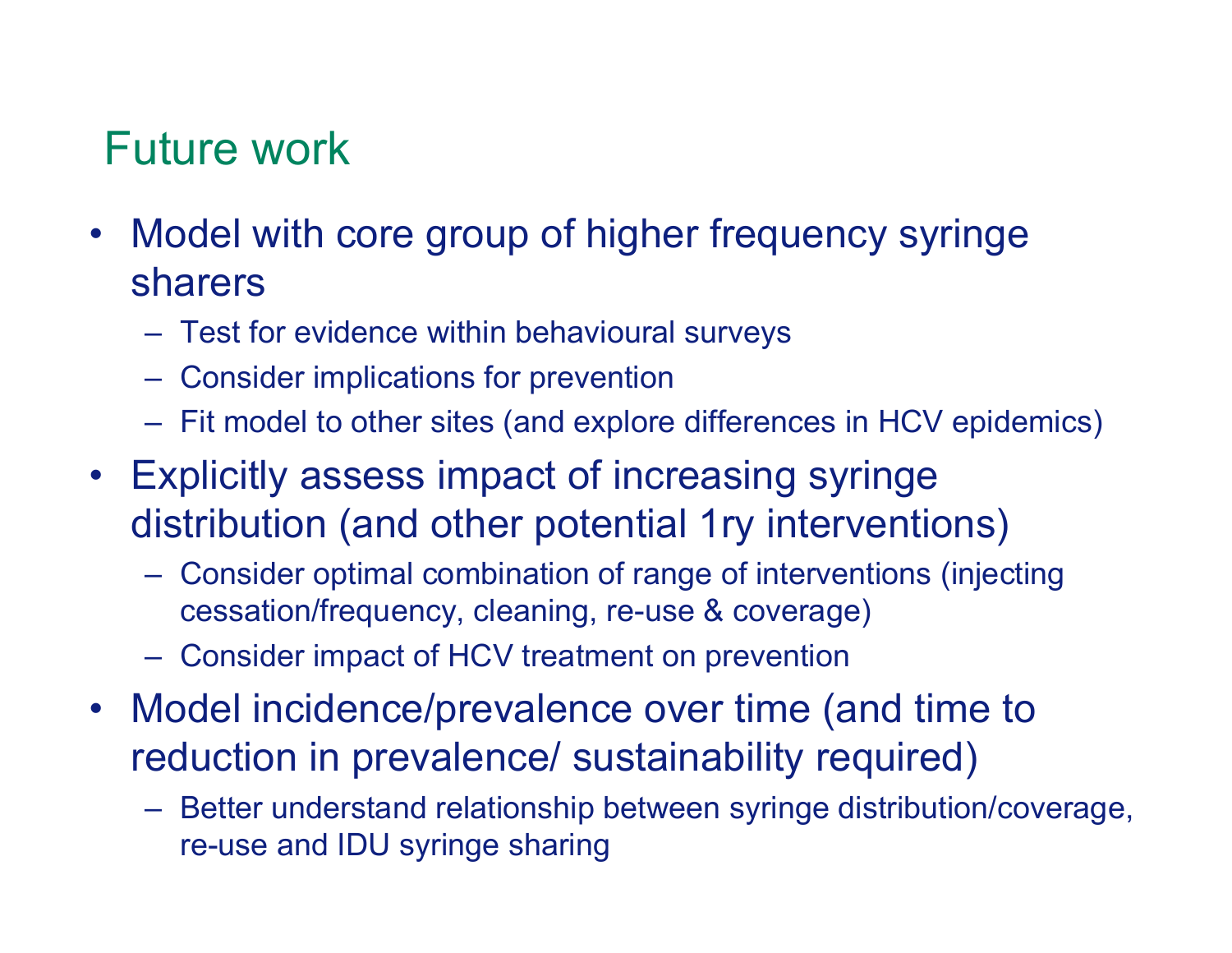## Future work

- Model with core group of higher frequency syringe sharers
  - Test for evidence within behavioural surveys
  - Consider implications for prevention
  - Fit model to other sites (and explore differences in HCV epidemics)
- Explicitly assess impact of increasing syringe distribution (and other potential 1ry interventions)
  - Consider optimal combination of range of interventions (injecting cessation/frequency, cleaning, re-use & coverage)
  - Consider impact of HCV treatment on prevention
- Model incidence/prevalence over time (and time to reduction in prevalence/ sustainability required)
  - Better understand relationship between syringe distribution/coverage, re-use and IDU syringe sharing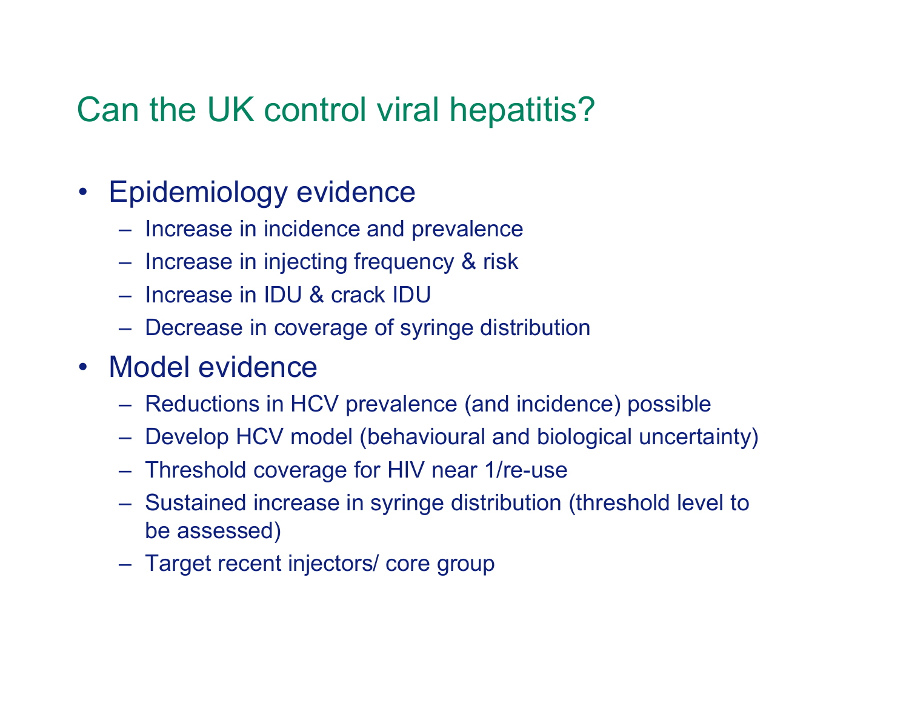# Can the UK control viral hepatitis?

- Epidemiology evidence
  - Increase in incidence and prevalence
  - Increase in injecting frequency & risk
  - Increase in IDU & crack IDU
  - Decrease in coverage of syringe distribution
- Model evidence
  - Reductions in HCV prevalence (and incidence) possible
  - Develop HCV model (behavioural and biological uncertainty)
  - Threshold coverage for HIV near 1/re-use
  - Sustained increase in syringe distribution (threshold level to be assessed)
  - Target recent injectors/ core group